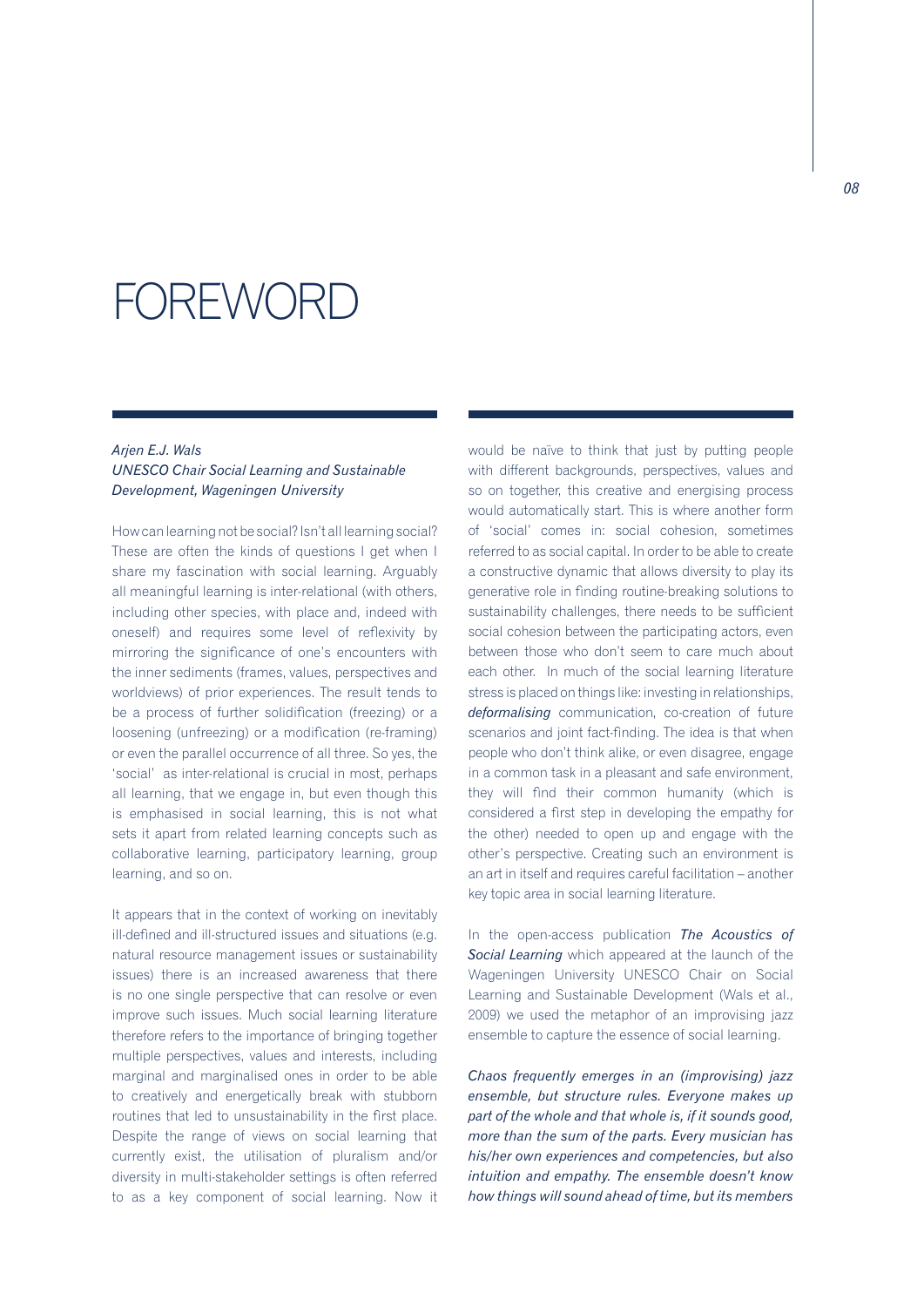# FOREWORD

*Arjen E.J. Wals*
*UNESCO Chair Social Learning and Sustainable Development, Wageningen University*

How can learning not be social? Isn't all learning social? These are often the kinds of questions I get when I share my fascination with social learning. Arguably all meaningful learning is inter-relational (with others, including other species, with place and, indeed with oneself) and requires some level of reflexivity by mirroring the significance of one's encounters with the inner sediments (frames, values, perspectives and worldviews) of prior experiences. The result tends to be a process of further solidification (freezing) or a loosening (unfreezing) or a modification (re-framing) or even the parallel occurrence of all three. So yes, the 'social' as inter-relational is crucial in most, perhaps all learning, that we engage in, but even though this is emphasised in social learning, this is not what sets it apart from related learning concepts such as collaborative learning, participatory learning, group learning, and so on.

It appears that in the context of working on inevitably ill-defined and ill-structured issues and situations (e.g. natural resource management issues or sustainability issues) there is an increased awareness that there is no one single perspective that can resolve or even improve such issues. Much social learning literature therefore refers to the importance of bringing together multiple perspectives, values and interests, including marginal and marginalised ones in order to be able to creatively and energetically break with stubborn routines that led to unsustainability in the first place. Despite the range of views on social learning that currently exist, the utilisation of pluralism and/or diversity in multi-stakeholder settings is often referred to as a key component of social learning. Now it would be naïve to think that just by putting people with different backgrounds, perspectives, values and so on together, this creative and energising process would automatically start. This is where another form of 'social' comes in: social cohesion, sometimes referred to as social capital. In order to be able to create a constructive dynamic that allows diversity to play its generative role in finding routine-breaking solutions to sustainability challenges, there needs to be sufficient social cohesion between the participating actors, even between those who don't seem to care much about each other. In much of the social learning literature stress is placed on things like: investing in relationships, ***deformalising*** communication, co-creation of future scenarios and joint fact-finding. The idea is that when people who don't think alike, or even disagree, engage in a common task in a pleasant and safe environment, they will find their common humanity (which is considered a first step in developing the empathy for the other) needed to open up and engage with the other's perspective. Creating such an environment is an art in itself and requires careful facilitation – another key topic area in social learning literature.

In the open-access publication ***The Acoustics of Social Learning*** which appeared at the launch of the Wageningen University UNESCO Chair on Social Learning and Sustainable Development (Wals et al., 2009) we used the metaphor of an improvising jazz ensemble to capture the essence of social learning.

*Chaos frequently emerges in an (improvising) jazz ensemble, but structure rules. Everyone makes up part of the whole and that whole is, if it sounds good, more than the sum of the parts. Every musician has his/her own experiences and competencies, but also intuition and empathy. The ensemble doesn't know how things will sound ahead of time, but its members*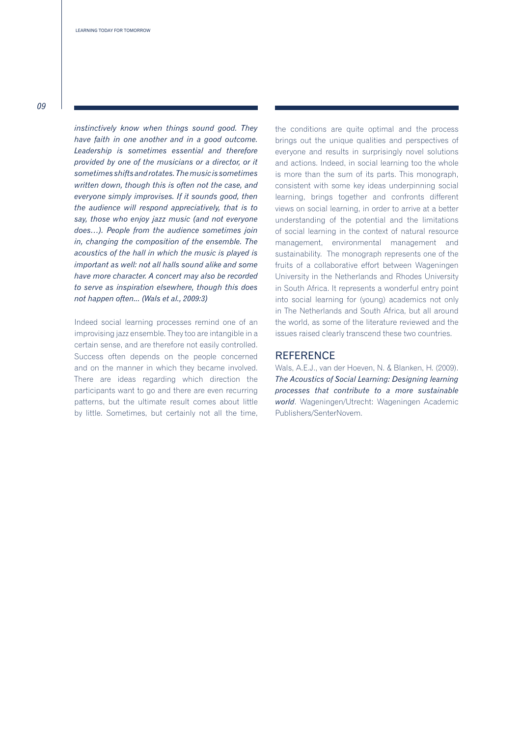*instinctively know when things sound good. They have faith in one another and in a good outcome. Leadership is sometimes essential and therefore provided by one of the musicians or a director, or it sometimes shifts and rotates. The music is sometimes written down, though this is often not the case, and everyone simply improvises. If it sounds good, then the audience will respond appreciatively, that is to say, those who enjoy jazz music (and not everyone does…). People from the audience sometimes join in, changing the composition of the ensemble. The acoustics of the hall in which the music is played is important as well: not all halls sound alike and some have more character. A concert may also be recorded to serve as inspiration elsewhere, though this does not happen often... (Wals et al., 2009:3)*

Indeed social learning processes remind one of an improvising jazz ensemble. They too are intangible in a certain sense, and are therefore not easily controlled. Success often depends on the people concerned and on the manner in which they became involved. There are ideas regarding which direction the participants want to go and there are even recurring patterns, but the ultimate result comes about little by little. Sometimes, but certainly not all the time, the conditions are quite optimal and the process brings out the unique qualities and perspectives of everyone and results in surprisingly novel solutions and actions. Indeed, in social learning too the whole is more than the sum of its parts. This monograph, consistent with some key ideas underpinning social learning, brings together and confronts different views on social learning, in order to arrive at a better understanding of the potential and the limitations of social learning in the context of natural resource management, environmental management and sustainability. The monograph represents one of the fruits of a collaborative effort between Wageningen University in the Netherlands and Rhodes University in South Africa. It represents a wonderful entry point into social learning for (young) academics not only in The Netherlands and South Africa, but all around the world, as some of the literature reviewed and the issues raised clearly transcend these two countries.

## REFERENCE

Wals, A.E.J., van der Hoeven, N. & Blanken, H. (2009). *The Acoustics of Social Learning: Designing learning processes that contribute to a more sustainable world*. Wageningen/Utrecht: Wageningen Academic Publishers/SenterNovem.